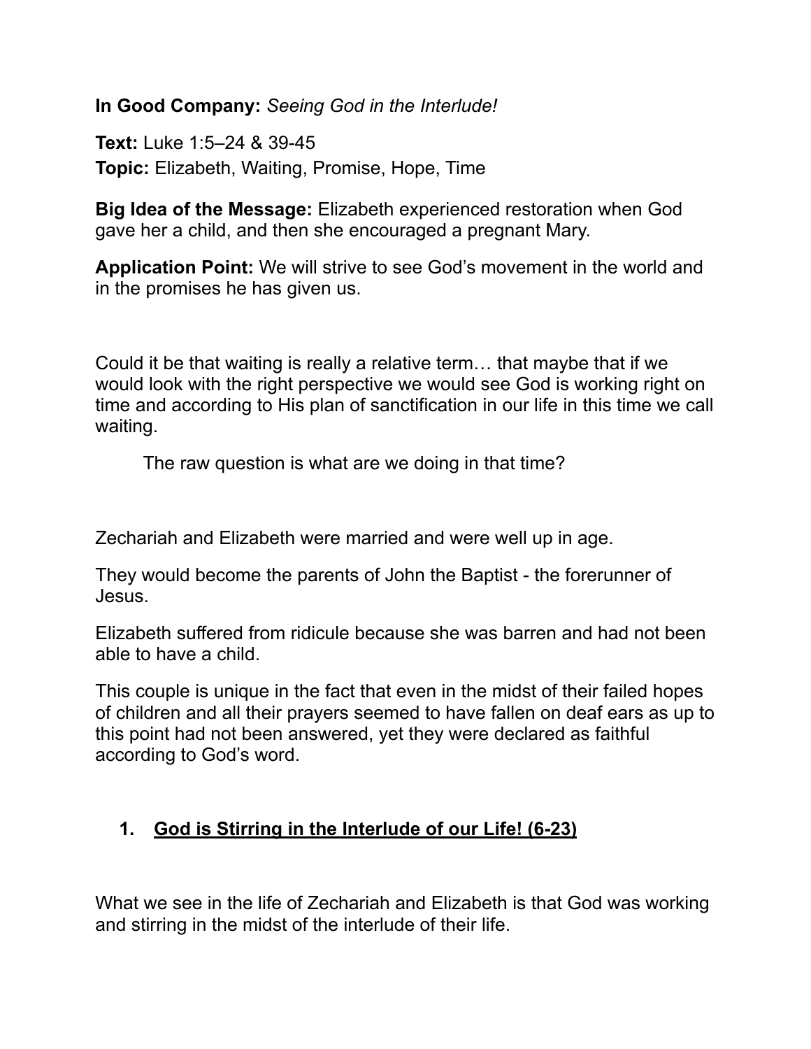**In Good Company:** *Seeing God in the Interlude!*

**Text:** Luke 1:5–24 & 39-45
**Topic:** Elizabeth, Waiting, Promise, Hope, Time

**Big Idea of the Message:** Elizabeth experienced restoration when God gave her a child, and then she encouraged a pregnant Mary.

**Application Point:** We will strive to see God's movement in the world and in the promises he has given us.

Could it be that waiting is really a relative term… that maybe that if we would look with the right perspective we would see God is working right on time and according to His plan of sanctification in our life in this time we call waiting.

> The raw question is what are we doing in that time?

Zechariah and Elizabeth were married and were well up in age.

They would become the parents of John the Baptist - the forerunner of Jesus.

Elizabeth suffered from ridicule because she was barren and had not been able to have a child.

This couple is unique in the fact that even in the midst of their failed hopes of children and all their prayers seemed to have fallen on deaf ears as up to this point had not been answered, yet they were declared as faithful according to God's word.

1. **<u>God is Stirring in the Interlude of our Life! (6-23)</u>**

What we see in the life of Zechariah and Elizabeth is that God was working and stirring in the midst of the interlude of their life.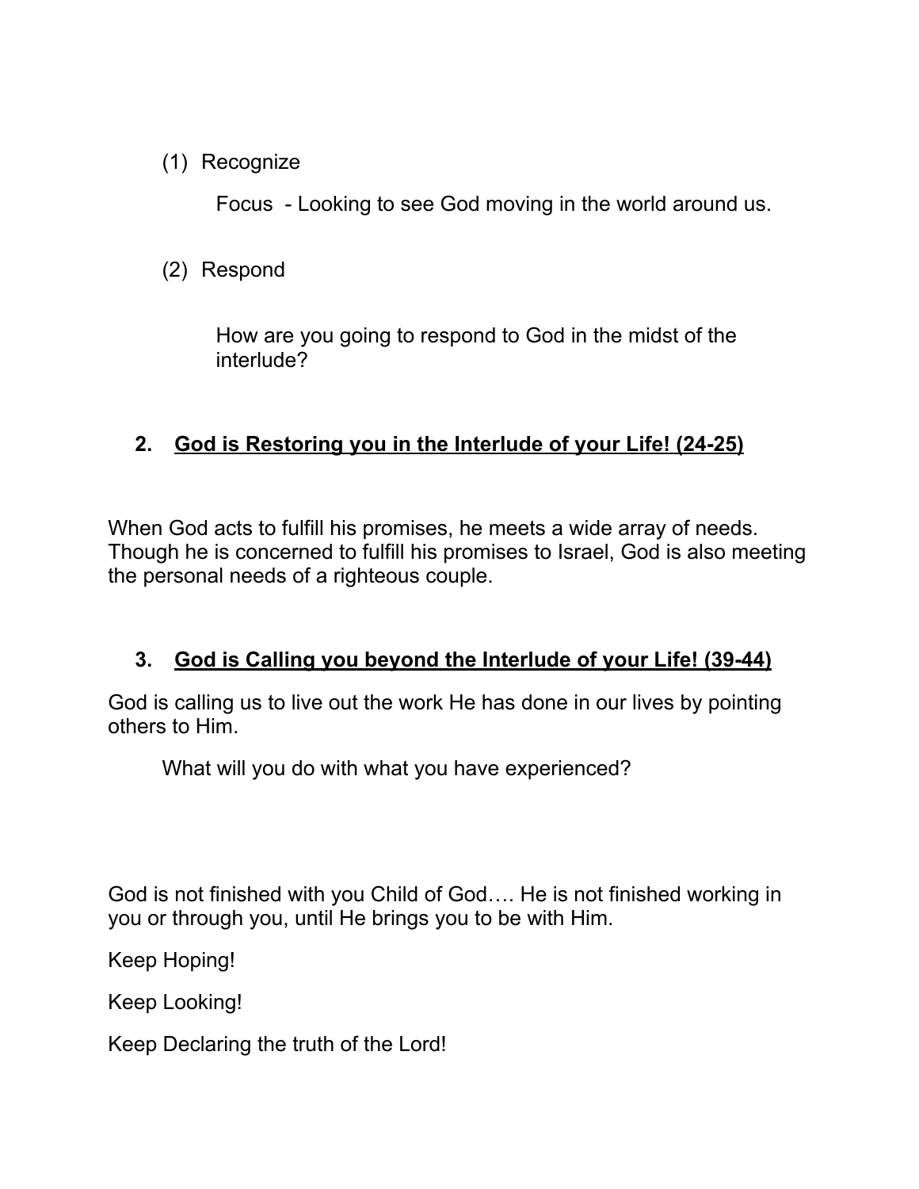(1) Recognize

Focus - Looking to see God moving in the world around us.

(2) Respond

How are you going to respond to God in the midst of the interlude?

## 2. <u>God is Restoring you in the Interlude of your Life! (24-25)</u>

When God acts to fulfill his promises, he meets a wide array of needs. Though he is concerned to fulfill his promises to Israel, God is also meeting the personal needs of a righteous couple.

## 3. <u>God is Calling you beyond the Interlude of your Life! (39-44)</u>

God is calling us to live out the work He has done in our lives by pointing others to Him.

What will you do with what you have experienced?

God is not finished with you Child of God…. He is not finished working in you or through you, until He brings you to be with Him.

Keep Hoping!

Keep Looking!

Keep Declaring the truth of the Lord!